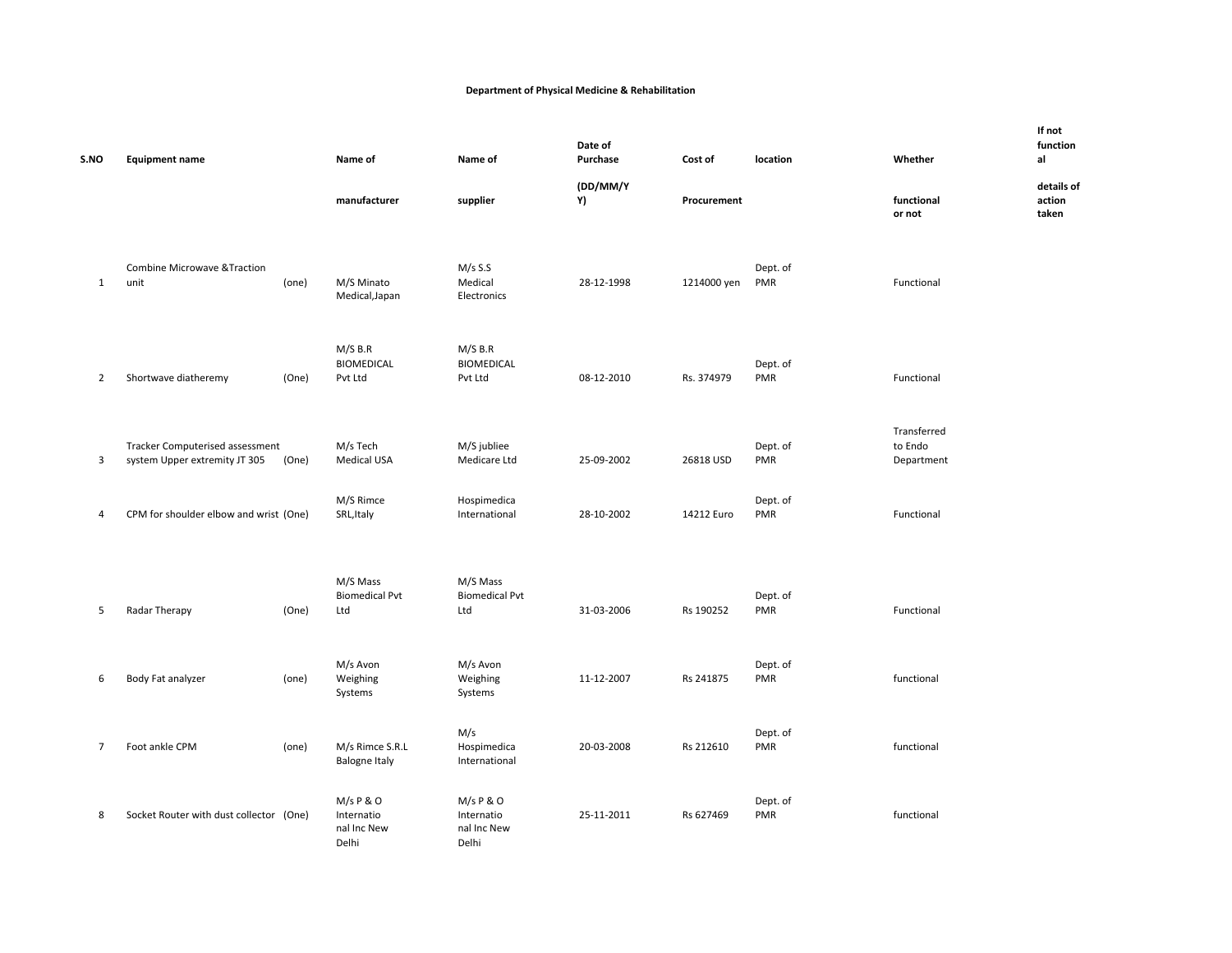**Department of Physical Medicine & Rehabilitation**

| S.NO | Equipment name | | Name of manufacturer | Name of supplier | Date of Purchase (DD/MM/YY) | Cost of Procurement | location | Whether functional or not | If not functional details of action taken |
|---|---|---|---|---|---|---|---|---|---|
| 1 | Combine Microwave &Traction unit | (one) | M/S Minato Medical,Japan | M/s S.S Medical Electronics | 28-12-1998 | 1214000 yen | Dept. of PMR | Functional | |
| 2 | Shortwave diatheremy | (One) | M/S B.R BIOMEDICAL Pvt Ltd | M/S B.R BIOMEDICAL Pvt Ltd | 08-12-2010 | Rs. 374979 | Dept. of PMR | Functional | |
| 3 | Tracker Computerised assessment system Upper extremity JT 305 | (One) | M/s Tech Medical USA | M/S jubliee Medicare Ltd | 25-09-2002 | 26818 USD | Dept. of PMR | Transferred to Endo Department | |
| 4 | CPM for shoulder elbow and wrist | (One) | M/S Rimce SRL,Italy | Hospimedica International | 28-10-2002 | 14212 Euro | Dept. of PMR | Functional | |
| 5 | Radar Therapy | (One) | M/S Mass Biomedical Pvt Ltd | M/S Mass Biomedical Pvt Ltd | 31-03-2006 | Rs 190252 | Dept. of PMR | Functional | |
| 6 | Body Fat analyzer | (one) | M/s Avon Weighing Systems | M/s Avon Weighing Systems | 11-12-2007 | Rs 241875 | Dept. of PMR | functional | |
| 7 | Foot ankle CPM | (one) | M/s Rimce S.R.L Balogne Italy | M/s Hospimedica International | 20-03-2008 | Rs 212610 | Dept. of PMR | functional | |
| 8 | Socket Router with dust collector | (One) | M/s P & O International Inc New Delhi | M/s P & O International Inc New Delhi | 25-11-2011 | Rs 627469 | Dept. of PMR | functional | |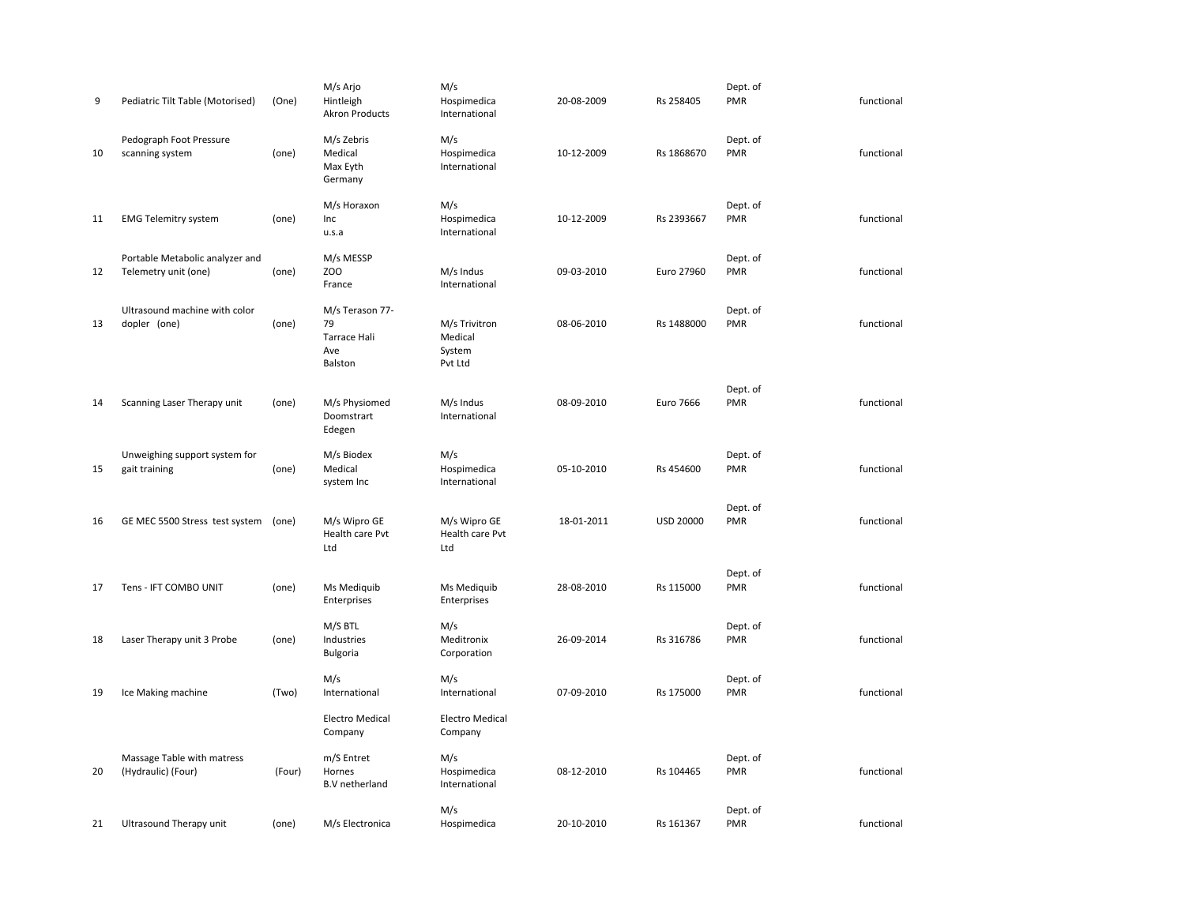| | | | | | | | | |
|---|---|---|---|---|---|---|---|---|
| 9 | Pediatric Tilt Table (Motorised) | (One) | M/s Arjo Hintleigh Akron Products | M/s Hospimedica International | 20-08-2009 | Rs 258405 | Dept. of PMR | functional |
| 10 | Pedograph Foot Pressure scanning system | (one) | M/s Zebris Medical Max Eyth Germany | M/s Hospimedica International | 10-12-2009 | Rs 1868670 | Dept. of PMR | functional |
| 11 | EMG Telemitry system | (one) | M/s Horaxon Inc u.s.a | M/s Hospimedica International | 10-12-2009 | Rs 2393667 | Dept. of PMR | functional |
| 12 | Portable Metabolic analyzer and Telemetry unit (one) | (one) | M/s MESSP ZOO France | M/s Indus International | 09-03-2010 | Euro 27960 | Dept. of PMR | functional |
| 13 | Ultrasound machine with color dopler (one) | (one) | M/s Terason 77-79 Tarrace Hali Ave Balston | M/s Trivitron Medical System Pvt Ltd | 08-06-2010 | Rs 1488000 | Dept. of PMR | functional |
| 14 | Scanning Laser Therapy unit | (one) | M/s Physiomed Doomstrart Edegen | M/s Indus International | 08-09-2010 | Euro 7666 | Dept. of PMR | functional |
| 15 | Unweighing support system for gait training | (one) | M/s Biodex Medical system Inc | M/s Hospimedica International | 05-10-2010 | Rs 454600 | Dept. of PMR | functional |
| 16 | GE MEC 5500 Stress test system | (one) | M/s Wipro GE Health care Pvt Ltd | M/s Wipro GE Health care Pvt Ltd | 18-01-2011 | USD 20000 | Dept. of PMR | functional |
| 17 | Tens - IFT COMBO UNIT | (one) | Ms Mediquib Enterprises | Ms Mediquib Enterprises | 28-08-2010 | Rs 115000 | Dept. of PMR | functional |
| 18 | Laser Therapy unit 3 Probe | (one) | M/S BTL Industries Bulgoria | M/s Meditronix Corporation | 26-09-2014 | Rs 316786 | Dept. of PMR | functional |
| 19 | Ice Making machine | (Two) | M/s International Electro Medical Company | M/s International Electro Medical Company | 07-09-2010 | Rs 175000 | Dept. of PMR | functional |
| 20 | Massage Table with matress (Hydraulic) (Four) | (Four) | m/S Entret Hornes B.V netherland | M/s Hospimedica International | 08-12-2010 | Rs 104465 | Dept. of PMR | functional |
| 21 | Ultrasound Therapy unit | (one) | M/s Electronica | M/s Hospimedica | 20-10-2010 | Rs 161367 | Dept. of PMR | functional |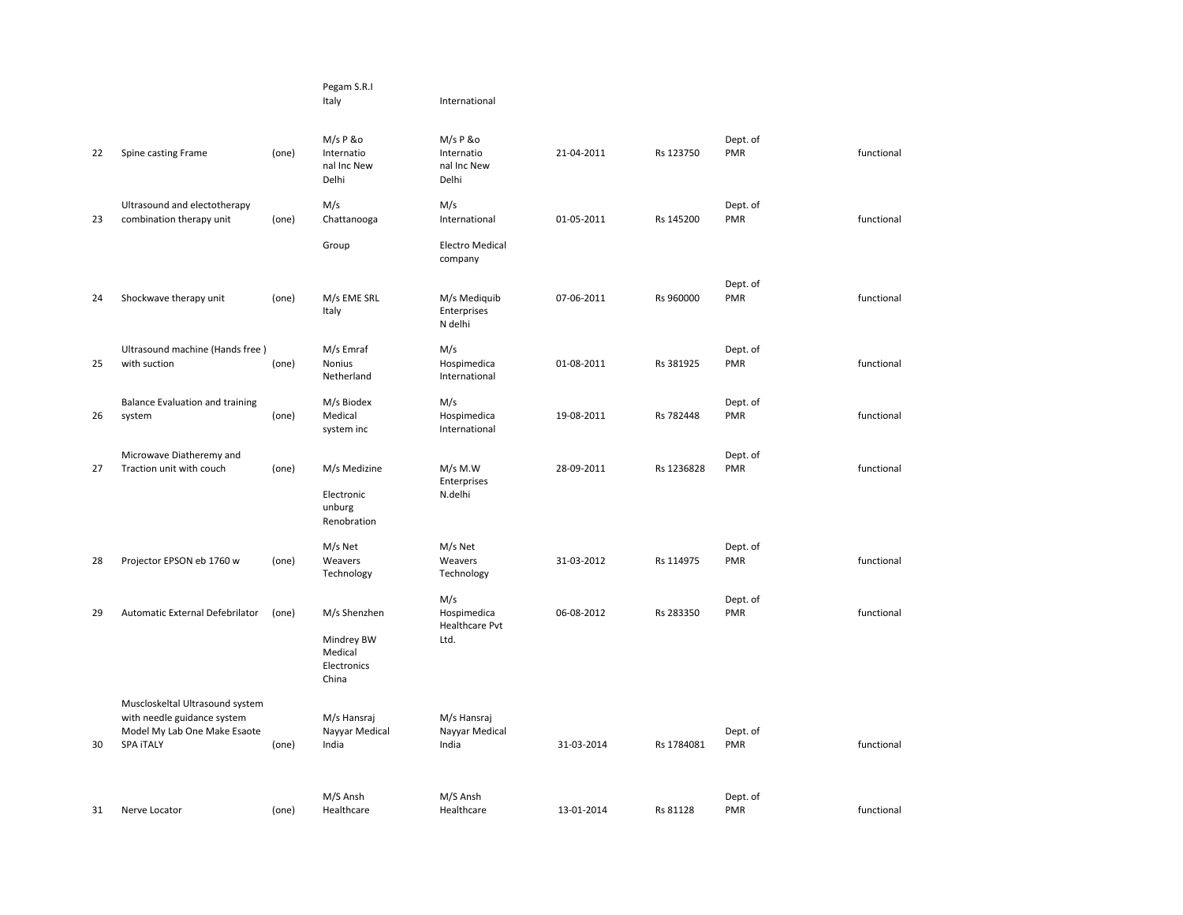| | | | Pegam S.R.I Italy | International | | | | |
|---|---|---|---|---|---|---|---|---|
| 22 | Spine casting Frame | (one) | M/s P &o Internatio nal Inc New Delhi | M/s P &o Internatio nal Inc New Delhi | 21-04-2011 | Rs 123750 | Dept. of PMR | functional |
| 23 | Ultrasound and electotherapy combination therapy unit | (one) | M/s Chattanooga Group | M/s International Electro Medical company | 01-05-2011 | Rs 145200 | Dept. of PMR | functional |
| 24 | Shockwave therapy unit | (one) | M/s EME SRL Italy | M/s Mediquib Enterprises N delhi | 07-06-2011 | Rs 960000 | Dept. of PMR | functional |
| 25 | Ultrasound machine (Hands free ) with suction | (one) | M/s Emraf Nonius Netherland | M/s Hospimedica International | 01-08-2011 | Rs 381925 | Dept. of PMR | functional |
| 26 | Balance Evaluation and training system | (one) | M/s Biodex Medical system inc | M/s Hospimedica International | 19-08-2011 | Rs 782448 | Dept. of PMR | functional |
| 27 | Microwave Diatheremy and Traction unit with couch | (one) | M/s Medizine Electronic unburg Renobration | M/s M.W Enterprises N.delhi | 28-09-2011 | Rs 1236828 | Dept. of PMR | functional |
| 28 | Projector EPSON eb 1760 w | (one) | M/s Net Weavers Technology | M/s Net Weavers Technology | 31-03-2012 | Rs 114975 | Dept. of PMR | functional |
| 29 | Automatic External Defebrilator | (one) | M/s Shenzhen Mindrey BW Medical Electronics China | M/s Hospimedica Healthcare Pvt Ltd. | 06-08-2012 | Rs 283350 | Dept. of PMR | functional |
| 30 | Muscloskeltal Ultrasound system with needle guidance system Model My Lab One Make Esaote SPA iTALY | (one) | M/s Hansraj Nayyar Medical India | M/s Hansraj Nayyar Medical India | 31-03-2014 | Rs 1784081 | Dept. of PMR | functional |
| 31 | Nerve Locator | (one) | M/S Ansh Healthcare | M/S Ansh Healthcare | 13-01-2014 | Rs 81128 | Dept. of PMR | functional |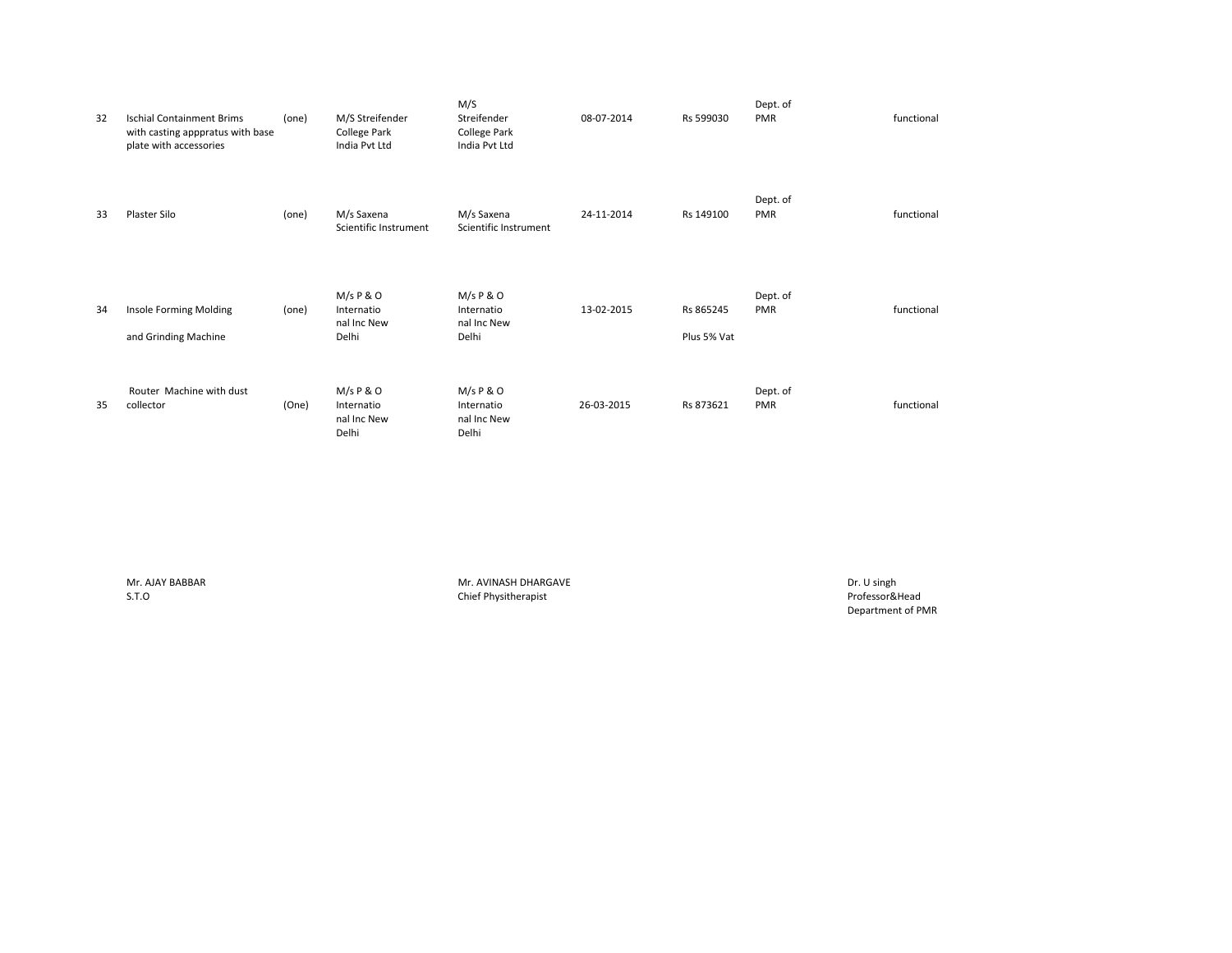| | | | | | | | | |
|---|---|---|---|---|---|---|---|---|
| 32 | Ischial Containment Brims with casting apppratus with base plate with accessories | (one) | M/S Streifender College Park India Pvt Ltd | M/S Streifender College Park India Pvt Ltd | 08-07-2014 | Rs 599030 | Dept. of PMR | functional |
| 33 | Plaster Silo | (one) | M/s Saxena Scientific Instrument | M/s Saxena Scientific Instrument | 24-11-2014 | Rs 149100 | Dept. of PMR | functional |
| 34 | Insole Forming Molding and Grinding Machine | (one) | M/s P & O International Inc New Delhi | M/s P & O International Inc New Delhi | 13-02-2015 | Rs 865245 Plus 5% Vat | Dept. of PMR | functional |
| 35 | Router Machine with dust collector | (One) | M/s P & O International Inc New Delhi | M/s P & O International Inc New Delhi | 26-03-2015 | Rs 873621 | Dept. of PMR | functional |

Mr. AJAY BABBAR
S.T.O

Mr. AVINASH DHARGAVE
Chief Physitherapist

Dr. U singh
Professor&Head
Department of PMR